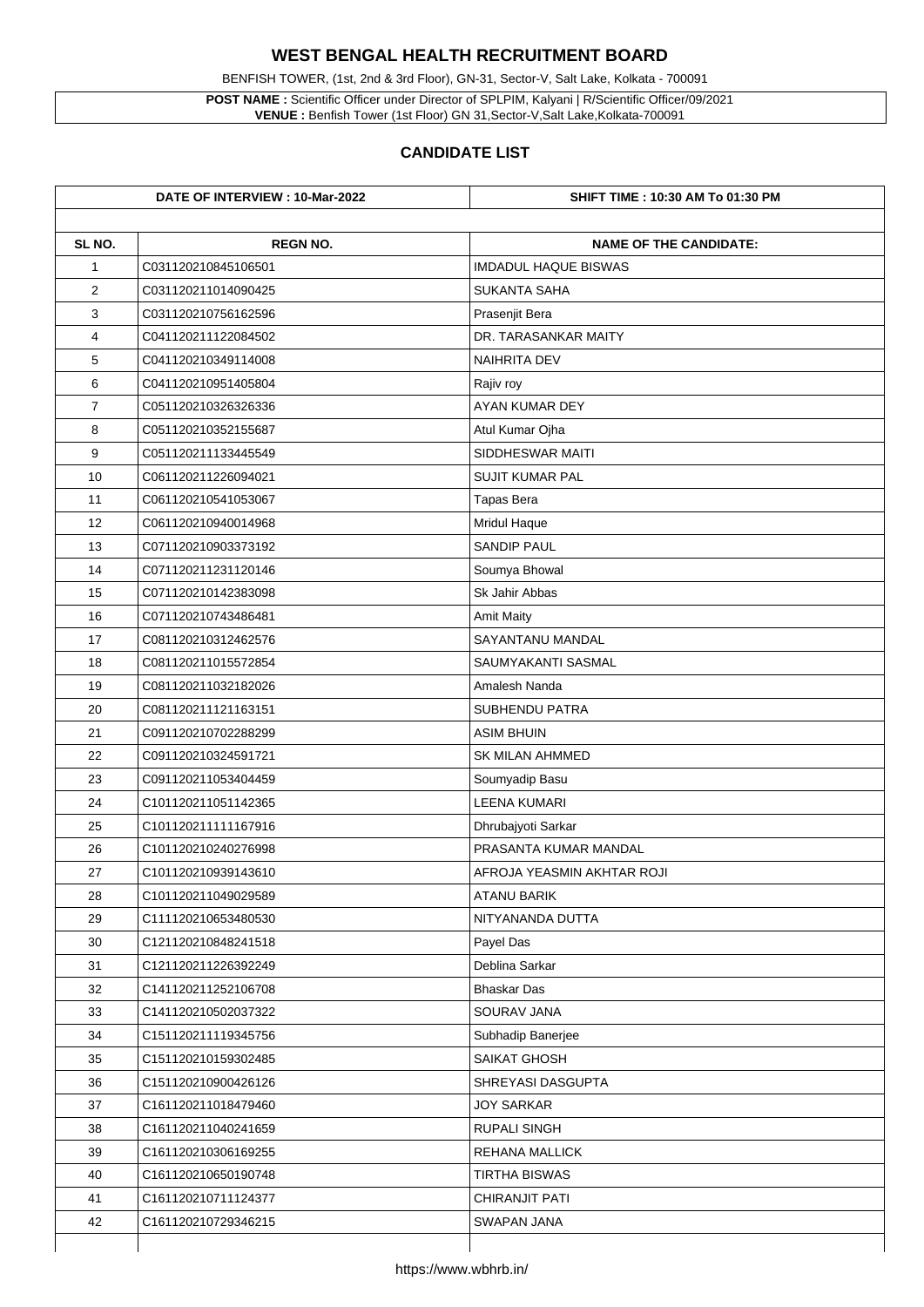# WEST BENGAL HEALTH RECRUITMENT BOARD

BENFISH TOWER, (1st, 2nd & 3rd Floor), GN-31, Sector-V, Salt Lake, Kolkata - 700091

**POST NAME :** Scientific Officer under Director of SPLPIM, Kalyani | R/Scientific Officer/09/2021
**VENUE :** Benfish Tower (1st Floor) GN 31,Sector-V,Salt Lake,Kolkata-700091

## CANDIDATE LIST

**DATE OF INTERVIEW : 10-Mar-2022** | **SHIFT TIME : 10:30 AM To 01:30 PM**

| SL NO. | REGN NO. | NAME OF THE CANDIDATE: |
|---|---|---|
| 1 | C031120210845106501 | IMDADUL HAQUE BISWAS |
| 2 | C031120211014090425 | SUKANTA SAHA |
| 3 | C031120210756162596 | Prasenjit Bera |
| 4 | C041120211122084502 | DR. TARASANKAR MAITY |
| 5 | C041120210349114008 | NAIHRITA DEV |
| 6 | C041120210951405804 | Rajiv roy |
| 7 | C051120210326326336 | AYAN KUMAR DEY |
| 8 | C051120210352155687 | Atul Kumar Ojha |
| 9 | C051120211133445549 | SIDDHESWAR MAITI |
| 10 | C061120211226094021 | SUJIT KUMAR PAL |
| 11 | C061120210541053067 | Tapas Bera |
| 12 | C061120210940014968 | Mridul Haque |
| 13 | C071120210903373192 | SANDIP PAUL |
| 14 | C071120211231120146 | Soumya Bhowal |
| 15 | C071120210142383098 | Sk Jahir Abbas |
| 16 | C071120210743486481 | Amit Maity |
| 17 | C081120210312462576 | SAYANTANU MANDAL |
| 18 | C081120211015572854 | SAUMYAKANTI SASMAL |
| 19 | C081120211032182026 | Amalesh Nanda |
| 20 | C081120211121163151 | SUBHENDU PATRA |
| 21 | C091120210702288299 | ASIM BHUIN |
| 22 | C091120210324591721 | SK MILAN AHMMED |
| 23 | C091120211053404459 | Soumyadip Basu |
| 24 | C101120211051142365 | LEENA KUMARI |
| 25 | C101120211111167916 | Dhrubajyoti Sarkar |
| 26 | C101120210240276998 | PRASANTA KUMAR MANDAL |
| 27 | C101120210939143610 | AFROJA YEASMIN AKHTAR ROJI |
| 28 | C101120211049029589 | ATANU BARIK |
| 29 | C111120210653480530 | NITYANANDA DUTTA |
| 30 | C121120210848241518 | Payel Das |
| 31 | C121120211226392249 | Deblina Sarkar |
| 32 | C141120211252106708 | Bhaskar Das |
| 33 | C141120210502037322 | SOURAV JANA |
| 34 | C151120211119345756 | Subhadip Banerjee |
| 35 | C151120210159302485 | SAIKAT GHOSH |
| 36 | C151120210900426126 | SHREYASI DASGUPTA |
| 37 | C161120211018479460 | JOY SARKAR |
| 38 | C161120211040241659 | RUPALI SINGH |
| 39 | C161120210306169255 | REHANA MALLICK |
| 40 | C161120210650190748 | TIRTHA BISWAS |
| 41 | C161120210711124377 | CHIRANJIT PATI |
| 42 | C161120210729346215 | SWAPAN JANA |

https://www.wbhrb.in/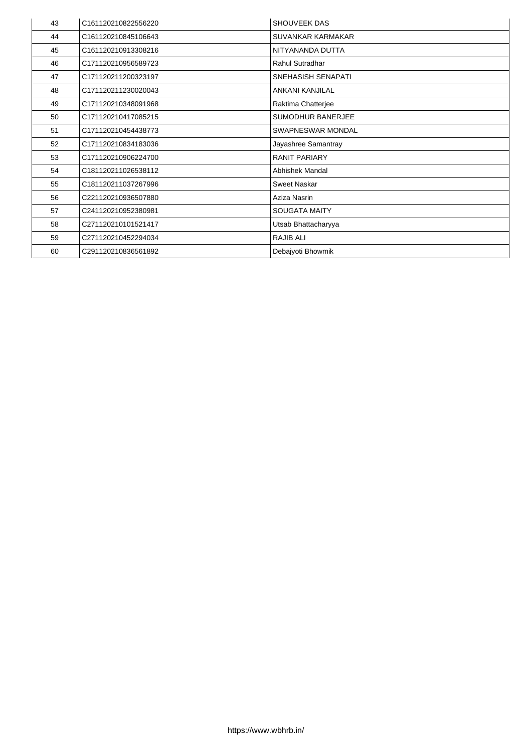| | | |
|---|---|---|
| 43 | C161120210822556220 | SHOUVEEK DAS |
| 44 | C161120210845106643 | SUVANKAR KARMAKAR |
| 45 | C161120210913308216 | NITYANANDA DUTTA |
| 46 | C171120210956589723 | Rahul Sutradhar |
| 47 | C171120211200323197 | SNEHASISH SENAPATI |
| 48 | C171120211230020043 | ANKANI KANJILAL |
| 49 | C171120210348091968 | Raktima Chatterjee |
| 50 | C171120210417085215 | SUMODHUR BANERJEE |
| 51 | C171120210454438773 | SWAPNESWAR MONDAL |
| 52 | C171120210834183036 | Jayashree Samantray |
| 53 | C171120210906224700 | RANIT PARIARY |
| 54 | C181120211026538112 | Abhishek Mandal |
| 55 | C181120211037267996 | Sweet Naskar |
| 56 | C221120210936507880 | Aziza Nasrin |
| 57 | C241120210952380981 | SOUGATA MAITY |
| 58 | C271120210101521417 | Utsab Bhattacharyya |
| 59 | C271120210452294034 | RAJIB ALI |
| 60 | C291120210836561892 | Debajyoti Bhowmik |